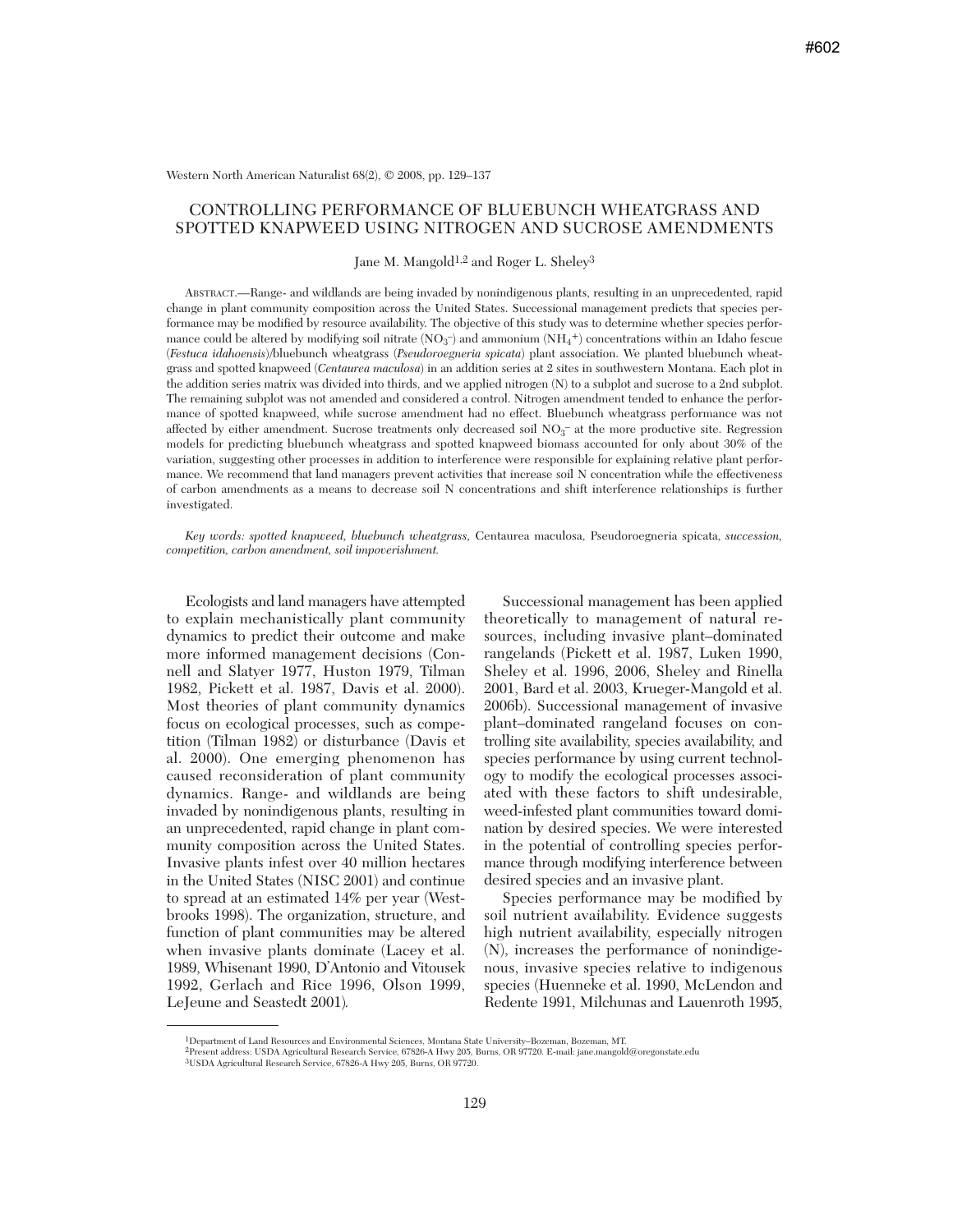#602

Western North American Naturalist 68(2), © 2008, pp. 129–137

# CONTROLLING PERFORMANCE OF BLUEBUNCH WHEATGRASS AND SPOTTED KNAPWEED USING NITROGEN AND SUCROSE AMENDMENTS

Jane M. Mangold[1,2] and Roger L. Sheley[3]

ABSTRACT.—Range- and wildlands are being invaded by nonindigenous plants, resulting in an unprecedented, rapid change in plant community composition across the United States. Successional management predicts that species performance may be modified by resource availability. The objective of this study was to determine whether species performance could be altered by modifying soil nitrate ($NO_3^-$) and ammonium ($NH_4^+$) concentrations within an Idaho fescue (*Festuca idahoensis*)/bluebunch wheatgrass (*Pseudoroegneria spicata*) plant association. We planted bluebunch wheatgrass and spotted knapweed (*Centaurea maculosa*) in an addition series at 2 sites in southwestern Montana. Each plot in the addition series matrix was divided into thirds, and we applied nitrogen (N) to a subplot and sucrose to a 2nd subplot. The remaining subplot was not amended and considered a control. Nitrogen amendment tended to enhance the performance of spotted knapweed, while sucrose amendment had no effect. Bluebunch wheatgrass performance was not affected by either amendment. Sucrose treatments only decreased soil $NO_3^-$ at the more productive site. Regression models for predicting bluebunch wheatgrass and spotted knapweed biomass accounted for only about 30% of the variation, suggesting other processes in addition to interference were responsible for explaining relative plant performance. We recommend that land managers prevent activities that increase soil N concentration while the effectiveness of carbon amendments as a means to decrease soil N concentrations and shift interference relationships is further investigated.

*Key words: spotted knapweed, bluebunch wheatgrass,* Centaurea maculosa, Pseudoroegneria spicata, *succession, competition, carbon amendment, soil impoverishment.*

Ecologists and land managers have attempted to explain mechanistically plant community dynamics to predict their outcome and make more informed management decisions (Connell and Slatyer 1977, Huston 1979, Tilman 1982, Pickett et al. 1987, Davis et al. 2000). Most theories of plant community dynamics focus on ecological processes, such as competition (Tilman 1982) or disturbance (Davis et al. 2000). One emerging phenomenon has caused reconsideration of plant community dynamics. Range- and wildlands are being invaded by nonindigenous plants, resulting in an unprecedented, rapid change in plant community composition across the United States. Invasive plants infest over 40 million hectares in the United States (NISC 2001) and continue to spread at an estimated 14% per year (Westbrooks 1998). The organization, structure, and function of plant communities may be altered when invasive plants dominate (Lacey et al. 1989, Whisenant 1990, D'Antonio and Vitousek 1992, Gerlach and Rice 1996, Olson 1999, LeJeune and Seastedt 2001).

Successional management has been applied theoretically to management of natural resources, including invasive plant–dominated rangelands (Pickett et al. 1987, Luken 1990, Sheley et al. 1996, 2006, Sheley and Rinella 2001, Bard et al. 2003, Krueger-Mangold et al. 2006b). Successional management of invasive plant–dominated rangeland focuses on controlling site availability, species availability, and species performance by using current technology to modify the ecological processes associated with these factors to shift undesirable, weed-infested plant communities toward domination by desired species. We were interested in the potential of controlling species performance through modifying interference between desired species and an invasive plant.

Species performance may be modified by soil nutrient availability. Evidence suggests high nutrient availability, especially nitrogen (N), increases the performance of nonindigenous, invasive species relative to indigenous species (Huenneke et al. 1990, McLendon and Redente 1991, Milchunas and Lauenroth 1995,

[1]Department of Land Resources and Environmental Sciences, Montana State University–Bozeman, Bozeman, MT.
[2]Present address: USDA Agricultural Research Service, 67826-A Hwy 205, Burns, OR 97720. E-mail: jane.mangold@oregonstate.edu
[3]USDA Agricultural Research Service, 67826-A Hwy 205, Burns, OR 97720.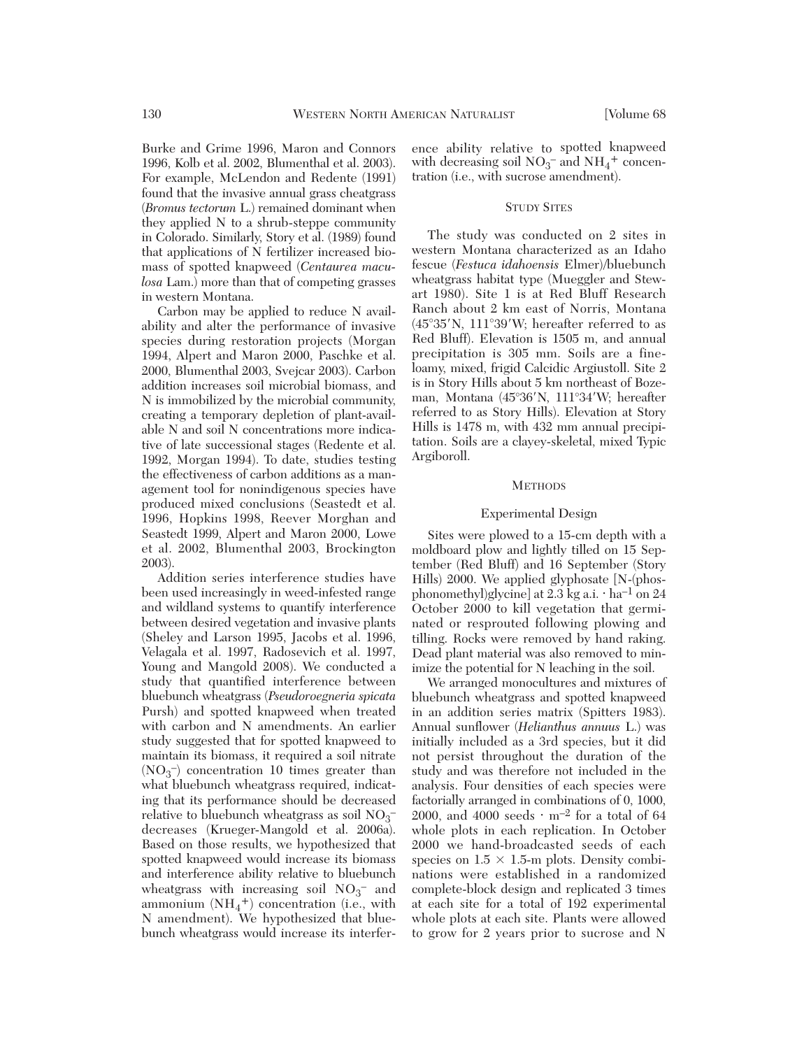Burke and Grime 1996, Maron and Connors 1996, Kolb et al. 2002, Blumenthal et al. 2003). For example, McLendon and Redente (1991) found that the invasive annual grass cheatgrass (*Bromus tectorum* L.) remained dominant when they applied N to a shrub-steppe community in Colorado. Similarly, Story et al. (1989) found that applications of N fertilizer increased biomass of spotted knapweed (*Centaurea maculosa* Lam.) more than that of competing grasses in western Montana.

Carbon may be applied to reduce N availability and alter the performance of invasive species during restoration projects (Morgan 1994, Alpert and Maron 2000, Paschke et al. 2000, Blumenthal 2003, Svejcar 2003). Carbon addition increases soil microbial biomass, and N is immobilized by the microbial community, creating a temporary depletion of plant-available N and soil N concentrations more indicative of late successional stages (Redente et al. 1992, Morgan 1994). To date, studies testing the effectiveness of carbon additions as a management tool for nonindigenous species have produced mixed conclusions (Seastedt et al. 1996, Hopkins 1998, Reever Morghan and Seastedt 1999, Alpert and Maron 2000, Lowe et al. 2002, Blumenthal 2003, Brockington 2003).

Addition series interference studies have been used increasingly in weed-infested range and wildland systems to quantify interference between desired vegetation and invasive plants (Sheley and Larson 1995, Jacobs et al. 1996, Velagala et al. 1997, Radosevich et al. 1997, Young and Mangold 2008). We conducted a study that quantified interference between bluebunch wheatgrass (*Pseudoroegneria spicata* Pursh) and spotted knapweed when treated with carbon and N amendments. An earlier study suggested that for spotted knapweed to maintain its biomass, it required a soil nitrate ($NO_3^-$) concentration 10 times greater than what bluebunch wheatgrass required, indicating that its performance should be decreased relative to bluebunch wheatgrass as soil $NO_3^-$ decreases (Krueger-Mangold et al. 2006a). Based on those results, we hypothesized that spotted knapweed would increase its biomass and interference ability relative to bluebunch wheatgrass with increasing soil $NO_3^-$ and ammonium ($NH_4^+$) concentration (i.e., with N amendment). We hypothesized that bluebunch wheatgrass would increase its interference ability relative to spotted knapweed with decreasing soil $NO_3^-$ and $NH_4^+$ concentration (i.e., with sucrose amendment).

## Study Sites

The study was conducted on 2 sites in western Montana characterized as an Idaho fescue (*Festuca idahoensis* Elmer)/bluebunch wheatgrass habitat type (Mueggler and Stewart 1980). Site 1 is at Red Bluff Research Ranch about 2 km east of Norris, Montana (45°35′N, 111°39′W; hereafter referred to as Red Bluff). Elevation is 1505 m, and annual precipitation is 305 mm. Soils are a fine-loamy, mixed, frigid Calcidic Argiustoll. Site 2 is in Story Hills about 5 km northeast of Bozeman, Montana (45°36′N, 111°34′W; hereafter referred to as Story Hills). Elevation at Story Hills is 1478 m, with 432 mm annual precipitation. Soils are a clayey-skeletal, mixed Typic Argiboroll.

## Methods

### Experimental Design

Sites were plowed to a 15-cm depth with a moldboard plow and lightly tilled on 15 September (Red Bluff) and 16 September (Story Hills) 2000. We applied glyphosate [N-(phosphonomethyl)glycine] at 2.3 kg a.i. $\cdot$ ha$^{-1}$ on 24 October 2000 to kill vegetation that germinated or resprouted following plowing and tilling. Rocks were removed by hand raking. Dead plant material was also removed to minimize the potential for N leaching in the soil.

We arranged monocultures and mixtures of bluebunch wheatgrass and spotted knapweed in an addition series matrix (Spitters 1983). Annual sunflower (*Helianthus annuus* L.) was initially included as a 3rd species, but it did not persist throughout the duration of the study and was therefore not included in the analysis. Four densities of each species were factorially arranged in combinations of 0, 1000, 2000, and 4000 seeds $\cdot$ m$^{-2}$ for a total of 64 whole plots in each replication. In October 2000 we hand-broadcasted seeds of each species on $1.5 \times 1.5$-m plots. Density combinations were established in a randomized complete-block design and replicated 3 times at each site for a total of 192 experimental whole plots at each site. Plants were allowed to grow for 2 years prior to sucrose and N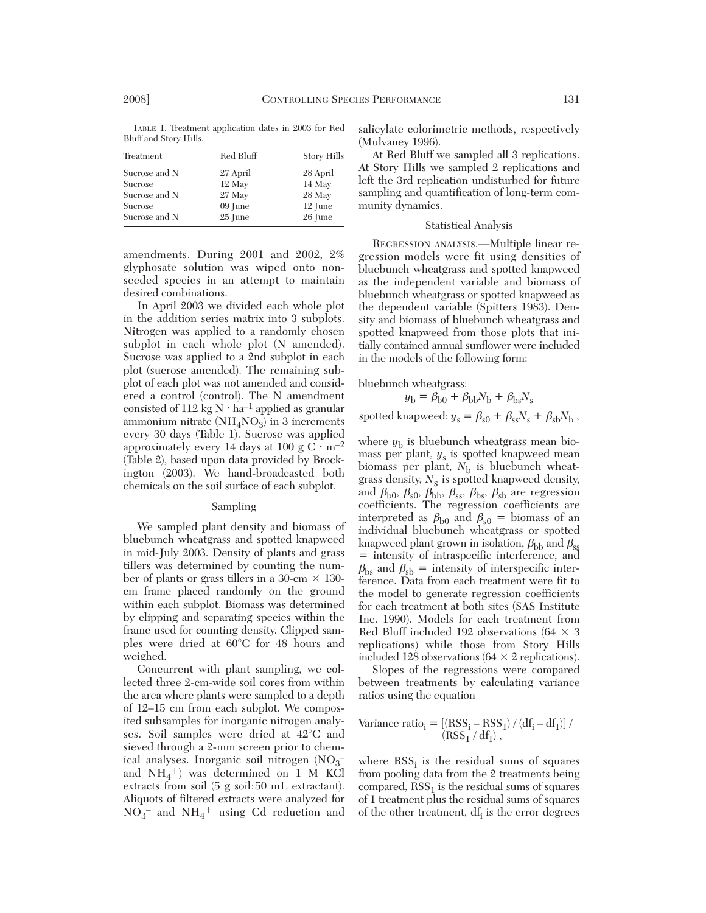TABLE 1. Treatment application dates in 2003 for Red Bluff and Story Hills.

| Treatment | Red Bluff | Story Hills |
|---|---|---|
| Sucrose and N | 27 April | 28 April |
| Sucrose | 12 May | 14 May |
| Sucrose and N | 27 May | 28 May |
| Sucrose | 09 June | 12 June |
| Sucrose and N | 25 June | 26 June |

amendments. During 2001 and 2002, 2% glyphosate solution was wiped onto nonseeded species in an attempt to maintain desired combinations.

In April 2003 we divided each whole plot in the addition series matrix into 3 subplots. Nitrogen was applied to a randomly chosen subplot in each whole plot (N amended). Sucrose was applied to a 2nd subplot in each plot (sucrose amended). The remaining subplot of each plot was not amended and considered a control (control). The N amendment consisted of 112 kg $N \cdot ha^{-1}$ applied as granular ammonium nitrate ($NH_4NO_3$) in 3 increments every 30 days (Table 1). Sucrose was applied approximately every 14 days at 100 g $C \cdot m^{-2}$ (Table 2), based upon data provided by Brockington (2003). We hand-broadcasted both chemicals on the soil surface of each subplot.

### Sampling

We sampled plant density and biomass of bluebunch wheatgrass and spotted knapweed in mid-July 2003. Density of plants and grass tillers was determined by counting the number of plants or grass tillers in a 30-cm × 130-cm frame placed randomly on the ground within each subplot. Biomass was determined by clipping and separating species within the frame used for counting density. Clipped samples were dried at 60°C for 48 hours and weighed.

Concurrent with plant sampling, we collected three 2-cm-wide soil cores from within the area where plants were sampled to a depth of 12–15 cm from each subplot. We composited subsamples for inorganic nitrogen analyses. Soil samples were dried at 42°C and sieved through a 2-mm screen prior to chemical analyses. Inorganic soil nitrogen ($NO_3^-$ and $NH_4^+$) was determined on 1 M KCl extracts from soil (5 g soil:50 mL extractant). Aliquots of filtered extracts were analyzed for $NO_3^-$ and $NH_4^+$ using Cd reduction and salicylate colorimetric methods, respectively (Mulvaney 1996).

At Red Bluff we sampled all 3 replications. At Story Hills we sampled 2 replications and left the 3rd replication undisturbed for future sampling and quantification of long-term community dynamics.

### Statistical Analysis

REGRESSION ANALYSIS.—Multiple linear regression models were fit using densities of bluebunch wheatgrass and spotted knapweed as the independent variable and biomass of bluebunch wheatgrass or spotted knapweed as the dependent variable (Spitters 1983). Density and biomass of bluebunch wheatgrass and spotted knapweed from those plots that initially contained annual sunflower were included in the models of the following form:

bluebunch wheatgrass:

$$y_b = \beta_{b0} + \beta_{bb}N_b + \beta_{bs}N_s$$

spotted knapweed: $y_s = \beta_{s0} + \beta_{ss}N_s + \beta_{sb}N_b$ ,

where $y_b$ is bluebunch wheatgrass mean biomass per plant, $y_s$ is spotted knapweed mean biomass per plant, $N_b$ is bluebunch wheatgrass density, $N_s$ is spotted knapweed density, and $\beta_{b0}$, $\beta_{s0}$, $\beta_{bb}$, $\beta_{ss}$, $\beta_{bs}$, $\beta_{sb}$ are regression coefficients. The regression coefficients are interpreted as $\beta_{b0}$ and $\beta_{s0}$ = biomass of an individual bluebunch wheatgrass or spotted knapweed plant grown in isolation, $\beta_{bb}$ and $\beta_{ss}$ = intensity of intraspecific interference, and $\beta_{bs}$ and $\beta_{sb}$ = intensity of interspecific interference. Data from each treatment were fit to the model to generate regression coefficients for each treatment at both sites (SAS Institute Inc. 1990). Models for each treatment from Red Bluff included 192 observations (64 × 3 replications) while those from Story Hills included 128 observations (64 × 2 replications).

Slopes of the regressions were compared between treatments by calculating variance ratios using the equation

$$\text{Variance ratio}_i = [(RSS_i - RSS_1) / (df_i - df_1)] / (RSS_1 / df_1) ,$$

where $RSS_i$ is the residual sums of squares from pooling data from the 2 treatments being compared, $RSS_1$ is the residual sums of squares of 1 treatment plus the residual sums of squares of the other treatment, $df_i$ is the error degrees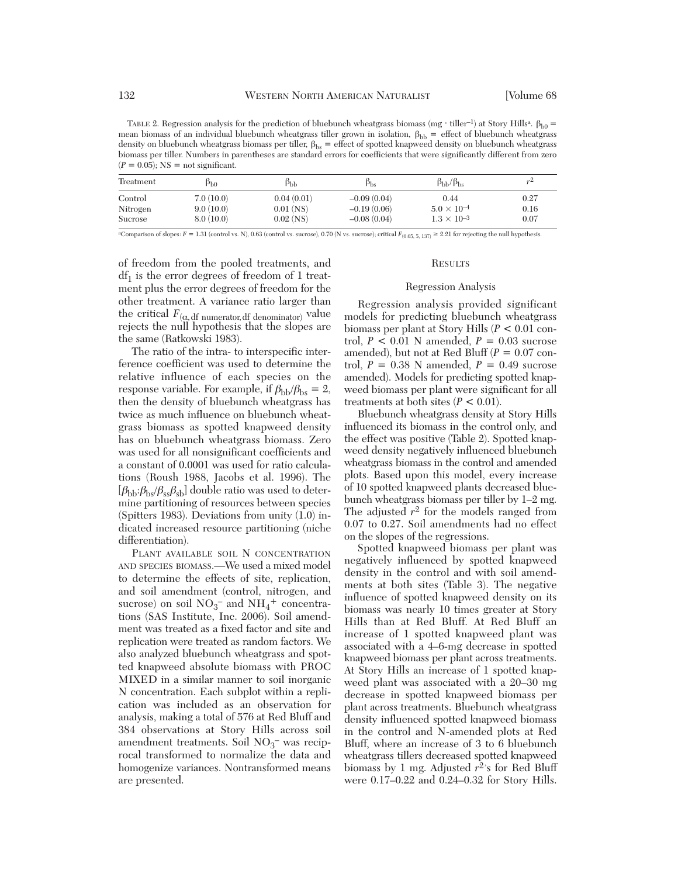TABLE 2. Regression analysis for the prediction of bluebunch wheatgrass biomass (mg · tiller$^{-1}$) at Story Hills[a]. $\beta_{b0}$ = mean biomass of an individual bluebunch wheatgrass tiller grown in isolation, $\beta_{bb}$ = effect of bluebunch wheatgrass density on bluebunch wheatgrass biomass per tiller, $\beta_{bs}$ = effect of spotted knapweed density on bluebunch wheatgrass biomass per tiller. Numbers in parentheses are standard errors for coefficients that were significantly different from zero ($P$ = 0.05); NS = not significant.

| Treatment | $\beta_{b0}$ | $\beta_{bb}$ | $\beta_{bs}$ | $\beta_{bb}/\beta_{bs}$ | $r^2$ |
|---|---|---|---|---|---|
| Control | 7.0 (10.0) | 0.04 (0.01) | –0.09 (0.04) | 0.44 | 0.27 |
| Nitrogen | 9.0 (10.0) | 0.01 (NS) | –0.19 (0.06) | $5.0 \times 10^{-4}$ | 0.16 |
| Sucrose | 8.0 (10.0) | 0.02 (NS) | –0.08 (0.04) | $1.3 \times 10^{-3}$ | 0.07 |

[a]Comparison of slopes: $F$ = 1.31 (control vs. N), 0.63 (control vs. sucrose), 0.70 (N vs. sucrose); critical $F_{(0.05, 5, 137)} \geq 2.21$ for rejecting the null hypothesis.

of freedom from the pooled treatments, and $df_1$ is the error degrees of freedom of 1 treatment plus the error degrees of freedom for the other treatment. A variance ratio larger than the critical $F_{(\alpha, \text{df numerator}, \text{df denominator})}$ value rejects the null hypothesis that the slopes are the same (Ratkowski 1983).

The ratio of the intra- to interspecific interference coefficient was used to determine the relative influence of each species on the response variable. For example, if $\beta_{bb}/\beta_{bs} = 2$, then the density of bluebunch wheatgrass has twice as much influence on bluebunch wheatgrass biomass as spotted knapweed density has on bluebunch wheatgrass biomass. Zero was used for all nonsignificant coefficients and a constant of 0.0001 was used for ratio calculations (Roush 1988, Jacobs et al. 1996). The $[\beta_{bb}:\beta_{bs}/\beta_{ss}\beta_{sb}]$ double ratio was used to determine partitioning of resources between species (Spitters 1983). Deviations from unity (1.0) indicated increased resource partitioning (niche differentiation).

PLANT AVAILABLE SOIL N CONCENTRATION AND SPECIES BIOMASS.—We used a mixed model to determine the effects of site, replication, and soil amendment (control, nitrogen, and sucrose) on soil $NO_3^-$ and $NH_4^+$ concentrations (SAS Institute, Inc. 2006). Soil amendment was treated as a fixed factor and site and replication were treated as random factors. We also analyzed bluebunch wheatgrass and spotted knapweed absolute biomass with PROC MIXED in a similar manner to soil inorganic N concentration. Each subplot within a replication was included as an observation for analysis, making a total of 576 at Red Bluff and 384 observations at Story Hills across soil amendment treatments. Soil $NO_3^-$ was reciprocal transformed to normalize the data and homogenize variances. Nontransformed means are presented.

## RESULTS

### Regression Analysis

Regression analysis provided significant models for predicting bluebunch wheatgrass biomass per plant at Story Hills ($P < 0.01$ control, $P < 0.01$ N amended, $P = 0.03$ sucrose amended), but not at Red Bluff ($P = 0.07$ control, $P = 0.38$ N amended, $P = 0.49$ sucrose amended). Models for predicting spotted knapweed biomass per plant were significant for all treatments at both sites ($P < 0.01$).

Bluebunch wheatgrass density at Story Hills influenced its biomass in the control only, and the effect was positive (Table 2). Spotted knapweed density negatively influenced bluebunch wheatgrass biomass in the control and amended plots. Based upon this model, every increase of 10 spotted knapweed plants decreased bluebunch wheatgrass biomass per tiller by 1–2 mg. The adjusted $r^2$ for the models ranged from 0.07 to 0.27. Soil amendments had no effect on the slopes of the regressions.

Spotted knapweed biomass per plant was negatively influenced by spotted knapweed density in the control and with soil amendments at both sites (Table 3). The negative influence of spotted knapweed density on its biomass was nearly 10 times greater at Story Hills than at Red Bluff. At Red Bluff an increase of 1 spotted knapweed plant was associated with a 4–6-mg decrease in spotted knapweed biomass per plant across treatments. At Story Hills an increase of 1 spotted knapweed plant was associated with a 20–30 mg decrease in spotted knapweed biomass per plant across treatments. Bluebunch wheatgrass density influenced spotted knapweed biomass in the control and N-amended plots at Red Bluff, where an increase of 3 to 6 bluebunch wheatgrass tillers decreased spotted knapweed biomass by 1 mg. Adjusted $r^2$'s for Red Bluff were 0.17–0.22 and 0.24–0.32 for Story Hills.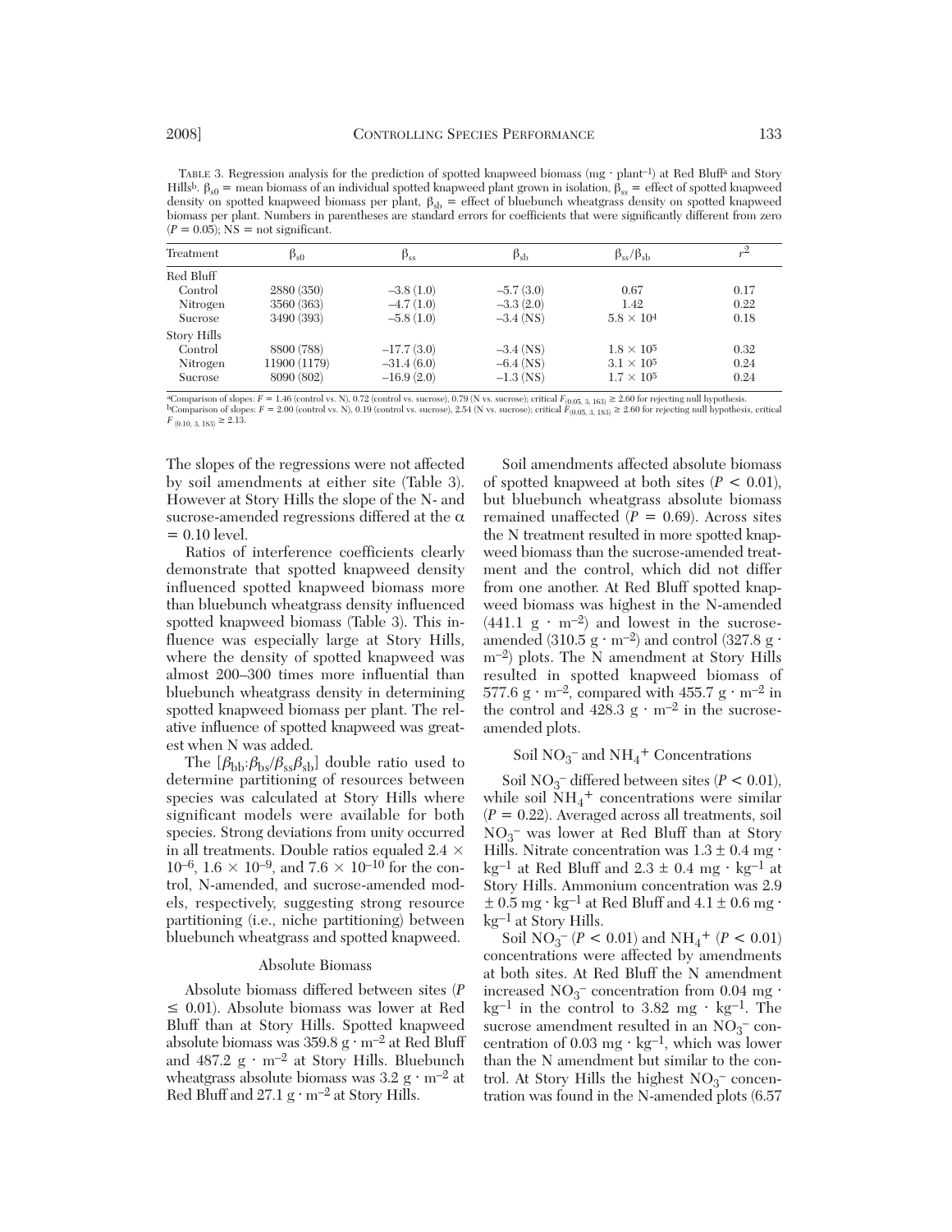TABLE 3. Regression analysis for the prediction of spotted knapweed biomass ($mg \cdot plant^{-1}$) at Red Bluff[a] and Story Hills[b]. $\beta_{s0}$ = mean biomass of an individual spotted knapweed plant grown in isolation, $\beta_{ss}$ = effect of spotted knapweed density on spotted knapweed biomass per plant, $\beta_{sb}$ = effect of bluebunch wheatgrass density on spotted knapweed biomass per plant. Numbers in parentheses are standard errors for coefficients that were significantly different from zero ($P = 0.05$); NS = not significant.

| Treatment | $\beta_{s0}$ | $\beta_{ss}$ | $\beta_{sb}$ | $\beta_{ss}/\beta_{sb}$ | $r^2$ |
|---|---|---|---|---|---|
| Red Bluff | | | | | |
| Control | 2880 (350) | −3.8 (1.0) | −5.7 (3.0) | 0.67 | 0.17 |
| Nitrogen | 3560 (363) | −4.7 (1.0) | −3.3 (2.0) | 1.42 | 0.22 |
| Sucrose | 3490 (393) | −5.8 (1.0) | −3.4 (NS) | $5.8 \times 10^4$ | 0.18 |
| Story Hills | | | | | |
| Control | 8800 (788) | −17.7 (3.0) | −3.4 (NS) | $1.8 \times 10^5$ | 0.32 |
| Nitrogen | 11900 (1179) | −31.4 (6.0) | −6.4 (NS) | $3.1 \times 10^5$ | 0.24 |
| Sucrose | 8090 (802) | −16.9 (2.0) | −1.3 (NS) | $1.7 \times 10^5$ | 0.24 |

[a]Comparison of slopes: $F = 1.46$ (control vs. N), 0.72 (control vs. sucrose), 0.79 (N vs. sucrose); critical $F_{(0.05,\ 3,\ 163)} \geq 2.60$ for rejecting null hypothesis.
[b]Comparison of slopes: $F = 2.00$ (control vs. N), 0.19 (control vs. sucrose), 2.54 (N vs. sucrose); critical $F_{(0.05,\ 3,\ 183)} \geq 2.60$ for rejecting null hypothesis, critical $F_{(0.10,\ 3,\ 183)} \geq 2.13$.

The slopes of the regressions were not affected by soil amendments at either site (Table 3). However at Story Hills the slope of the N- and sucrose-amended regressions differed at the $\alpha = 0.10$ level.

Ratios of interference coefficients clearly demonstrate that spotted knapweed density influenced spotted knapweed biomass more than bluebunch wheatgrass density influenced spotted knapweed biomass (Table 3). This influence was especially large at Story Hills, where the density of spotted knapweed was almost 200–300 times more influential than bluebunch wheatgrass density in determining spotted knapweed biomass per plant. The relative influence of spotted knapweed was greatest when N was added.

The $[\beta_{bb}{:}\beta_{bs}/\beta_{ss}\beta_{sb}]$ double ratio used to determine partitioning of resources between species was calculated at Story Hills where significant models were available for both species. Strong deviations from unity occurred in all treatments. Double ratios equaled $2.4 \times 10^{-6}$, $1.6 \times 10^{-9}$, and $7.6 \times 10^{-10}$ for the control, N-amended, and sucrose-amended models, respectively, suggesting strong resource partitioning (i.e., niche partitioning) between bluebunch wheatgrass and spotted knapweed.

### Absolute Biomass

Absolute biomass differed between sites ($P \leq 0.01$). Absolute biomass was lower at Red Bluff than at Story Hills. Spotted knapweed absolute biomass was 359.8 $g \cdot m^{-2}$ at Red Bluff and 487.2 $g \cdot m^{-2}$ at Story Hills. Bluebunch wheatgrass absolute biomass was 3.2 $g \cdot m^{-2}$ at Red Bluff and 27.1 $g \cdot m^{-2}$ at Story Hills.

Soil amendments affected absolute biomass of spotted knapweed at both sites ($P < 0.01$), but bluebunch wheatgrass absolute biomass remained unaffected ($P = 0.69$). Across sites the N treatment resulted in more spotted knapweed biomass than the sucrose-amended treatment and the control, which did not differ from one another. At Red Bluff spotted knapweed biomass was highest in the N-amended (441.1 $g \cdot m^{-2}$) and lowest in the sucrose-amended (310.5 $g \cdot m^{-2}$) and control (327.8 $g \cdot m^{-2}$) plots. The N amendment at Story Hills resulted in spotted knapweed biomass of 577.6 $g \cdot m^{-2}$, compared with 455.7 $g \cdot m^{-2}$ in the control and 428.3 $g \cdot m^{-2}$ in the sucrose-amended plots.

### Soil $NO_3^-$ and $NH_4^+$ Concentrations

Soil $NO_3^-$ differed between sites ($P < 0.01$), while soil $NH_4^+$ concentrations were similar ($P = 0.22$). Averaged across all treatments, soil $NO_3^-$ was lower at Red Bluff than at Story Hills. Nitrate concentration was 1.3 ± 0.4 $mg \cdot kg^{-1}$ at Red Bluff and 2.3 ± 0.4 $mg \cdot kg^{-1}$ at Story Hills. Ammonium concentration was 2.9 ± 0.5 $mg \cdot kg^{-1}$ at Red Bluff and 4.1 ± 0.6 $mg \cdot kg^{-1}$ at Story Hills.

Soil $NO_3^-$ ($P < 0.01$) and $NH_4^+$ ($P < 0.01$) concentrations were affected by amendments at both sites. At Red Bluff the N amendment increased $NO_3^-$ concentration from 0.04 $mg \cdot kg^{-1}$ in the control to 3.82 $mg \cdot kg^{-1}$. The sucrose amendment resulted in an $NO_3^-$ concentration of 0.03 $mg \cdot kg^{-1}$, which was lower than the N amendment but similar to the control. At Story Hills the highest $NO_3^-$ concentration was found in the N-amended plots (6.57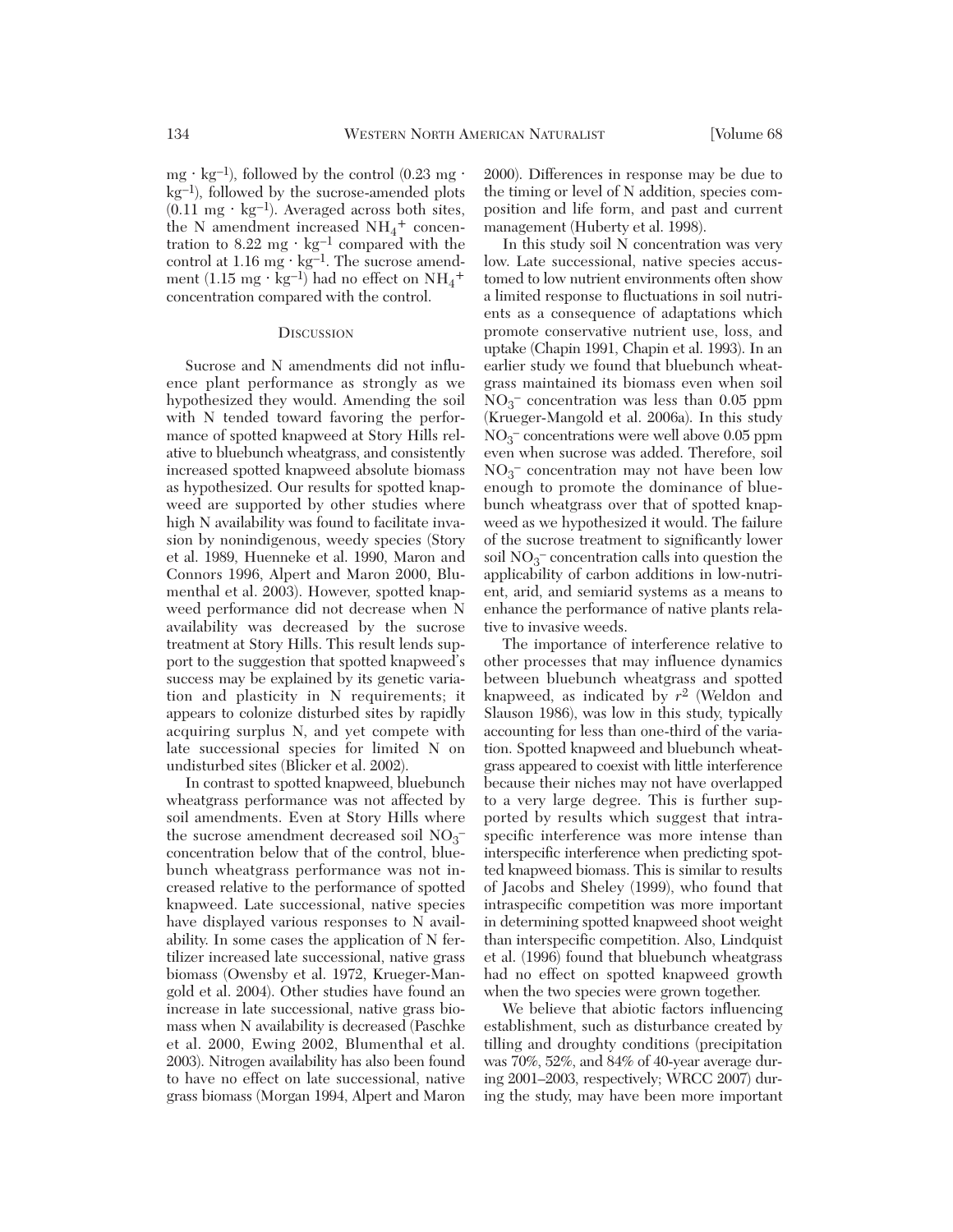$mg \cdot kg^{-1}$), followed by the control ($0.23\ mg \cdot kg^{-1}$), followed by the sucrose-amended plots ($0.11\ mg \cdot kg^{-1}$). Averaged across both sites, the N amendment increased $NH_4^+$ concentration to $8.22\ mg \cdot kg^{-1}$ compared with the control at $1.16\ mg \cdot kg^{-1}$. The sucrose amendment ($1.15\ mg \cdot kg^{-1}$) had no effect on $NH_4^+$ concentration compared with the control.

## Discussion

Sucrose and N amendments did not influence plant performance as strongly as we hypothesized they would. Amending the soil with N tended toward favoring the performance of spotted knapweed at Story Hills relative to bluebunch wheatgrass, and consistently increased spotted knapweed absolute biomass as hypothesized. Our results for spotted knapweed are supported by other studies where high N availability was found to facilitate invasion by nonindigenous, weedy species (Story et al. 1989, Huenneke et al. 1990, Maron and Connors 1996, Alpert and Maron 2000, Blumenthal et al. 2003). However, spotted knapweed performance did not decrease when N availability was decreased by the sucrose treatment at Story Hills. This result lends support to the suggestion that spotted knapweed's success may be explained by its genetic variation and plasticity in N requirements; it appears to colonize disturbed sites by rapidly acquiring surplus N, and yet compete with late successional species for limited N on undisturbed sites (Blicker et al. 2002).

In contrast to spotted knapweed, bluebunch wheatgrass performance was not affected by soil amendments. Even at Story Hills where the sucrose amendment decreased soil $NO_3^-$ concentration below that of the control, bluebunch wheatgrass performance was not increased relative to the performance of spotted knapweed. Late successional, native species have displayed various responses to N availability. In some cases the application of N fertilizer increased late successional, native grass biomass (Owensby et al. 1972, Krueger-Mangold et al. 2004). Other studies have found an increase in late successional, native grass biomass when N availability is decreased (Paschke et al. 2000, Ewing 2002, Blumenthal et al. 2003). Nitrogen availability has also been found to have no effect on late successional, native grass biomass (Morgan 1994, Alpert and Maron 2000). Differences in response may be due to the timing or level of N addition, species composition and life form, and past and current management (Huberty et al. 1998).

In this study soil N concentration was very low. Late successional, native species accustomed to low nutrient environments often show a limited response to fluctuations in soil nutrients as a consequence of adaptations which promote conservative nutrient use, loss, and uptake (Chapin 1991, Chapin et al. 1993). In an earlier study we found that bluebunch wheatgrass maintained its biomass even when soil $NO_3^-$ concentration was less than 0.05 ppm (Krueger-Mangold et al. 2006a). In this study $NO_3^-$ concentrations were well above 0.05 ppm even when sucrose was added. Therefore, soil $NO_3^-$ concentration may not have been low enough to promote the dominance of bluebunch wheatgrass over that of spotted knapweed as we hypothesized it would. The failure of the sucrose treatment to significantly lower soil $NO_3^-$ concentration calls into question the applicability of carbon additions in low-nutrient, arid, and semiarid systems as a means to enhance the performance of native plants relative to invasive weeds.

The importance of interference relative to other processes that may influence dynamics between bluebunch wheatgrass and spotted knapweed, as indicated by $r^2$ (Weldon and Slauson 1986), was low in this study, typically accounting for less than one-third of the variation. Spotted knapweed and bluebunch wheatgrass appeared to coexist with little interference because their niches may not have overlapped to a very large degree. This is further supported by results which suggest that intraspecific interference was more intense than interspecific interference when predicting spotted knapweed biomass. This is similar to results of Jacobs and Sheley (1999), who found that intraspecific competition was more important in determining spotted knapweed shoot weight than interspecific competition. Also, Lindquist et al. (1996) found that bluebunch wheatgrass had no effect on spotted knapweed growth when the two species were grown together.

We believe that abiotic factors influencing establishment, such as disturbance created by tilling and droughty conditions (precipitation was 70%, 52%, and 84% of 40-year average during 2001–2003, respectively; WRCC 2007) during the study, may have been more important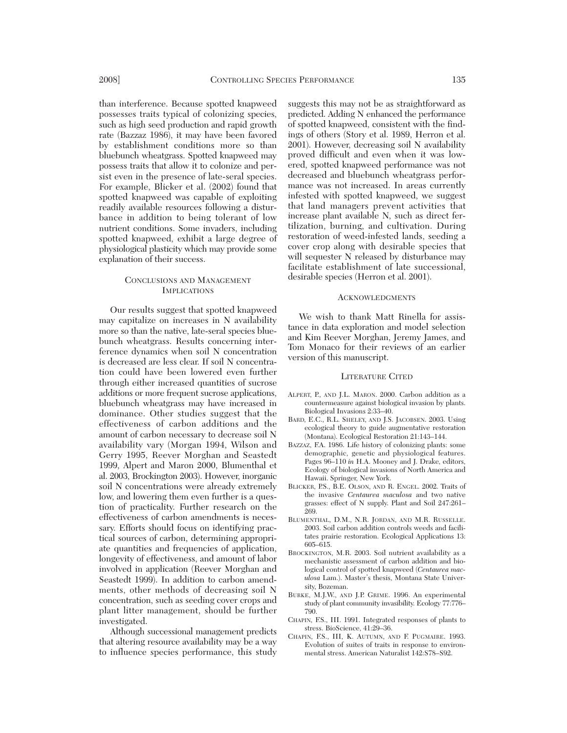than interference. Because spotted knapweed possesses traits typical of colonizing species, such as high seed production and rapid growth rate (Bazzaz 1986), it may have been favored by establishment conditions more so than bluebunch wheatgrass. Spotted knapweed may possess traits that allow it to colonize and persist even in the presence of late-seral species. For example, Blicker et al. (2002) found that spotted knapweed was capable of exploiting readily available resources following a disturbance in addition to being tolerant of low nutrient conditions. Some invaders, including spotted knapweed, exhibit a large degree of physiological plasticity which may provide some explanation of their success.

## Conclusions and Management Implications

Our results suggest that spotted knapweed may capitalize on increases in N availability more so than the native, late-seral species bluebunch wheatgrass. Results concerning interference dynamics when soil N concentration is decreased are less clear. If soil N concentration could have been lowered even further through either increased quantities of sucrose additions or more frequent sucrose applications, bluebunch wheatgrass may have increased in dominance. Other studies suggest that the effectiveness of carbon additions and the amount of carbon necessary to decrease soil N availability vary (Morgan 1994, Wilson and Gerry 1995, Reever Morghan and Seastedt 1999, Alpert and Maron 2000, Blumenthal et al. 2003, Brockington 2003). However, inorganic soil N concentrations were already extremely low, and lowering them even further is a question of practicality. Further research on the effectiveness of carbon amendments is necessary. Efforts should focus on identifying practical sources of carbon, determining appropriate quantities and frequencies of application, longevity of effectiveness, and amount of labor involved in application (Reever Morghan and Seastedt 1999). In addition to carbon amendments, other methods of decreasing soil N concentration, such as seeding cover crops and plant litter management, should be further investigated.

Although successional management predicts that altering resource availability may be a way to influence species performance, this study suggests this may not be as straightforward as predicted. Adding N enhanced the performance of spotted knapweed, consistent with the findings of others (Story et al. 1989, Herron et al. 2001). However, decreasing soil N availability proved difficult and even when it was lowered, spotted knapweed performance was not decreased and bluebunch wheatgrass performance was not increased. In areas currently infested with spotted knapweed, we suggest that land managers prevent activities that increase plant available N, such as direct fertilization, burning, and cultivation. During restoration of weed-infested lands, seeding a cover crop along with desirable species that will sequester N released by disturbance may facilitate establishment of late successional, desirable species (Herron et al. 2001).

## Acknowledgments

We wish to thank Matt Rinella for assistance in data exploration and model selection and Kim Reever Morghan, Jeremy James, and Tom Monaco for their reviews of an earlier version of this manuscript.

## Literature Cited

- Alpert, P., and J.L. Maron. 2000. Carbon addition as a countermeasure against biological invasion by plants. Biological Invasions 2:33–40.
- Bard, E.C., R.L. Sheley, and J.S. Jacobsen. 2003. Using ecological theory to guide augmentative restoration (Montana). Ecological Restoration 21:143–144.
- Bazzaz, F.A. 1986. Life history of colonizing plants: some demographic, genetic and physiological features. Pages 96–110 *in* H.A. Mooney and J. Drake, editors, Ecology of biological invasions of North America and Hawaii. Springer, New York.
- Blicker, P.S., B.E. Olson, and R. Engel. 2002. Traits of the invasive *Centaurea maculosa* and two native grasses: effect of N supply. Plant and Soil 247:261–269.
- Blumenthal, D.M., N.R. Jordan, and M.R. Russelle. 2003. Soil carbon addition controls weeds and facilitates prairie restoration. Ecological Applications 13: 605–615.
- Brockington, M.R. 2003. Soil nutrient availability as a mechanistic assessment of carbon addition and biological control of spotted knapweed (*Centaurea maculosa* Lam.). Master's thesis, Montana State University, Bozeman.
- Burke, M.J.W., and J.P. Grime. 1996. An experimental study of plant community invasibility. Ecology 77:776–790.
- Chapin, F.S., III. 1991. Integrated responses of plants to stress. BioScience, 41:29–36.
- Chapin, F.S., III, K. Autumn, and F. Pugmaire. 1993. Evolution of suites of traits in response to environmental stress. American Naturalist 142:S78–S92.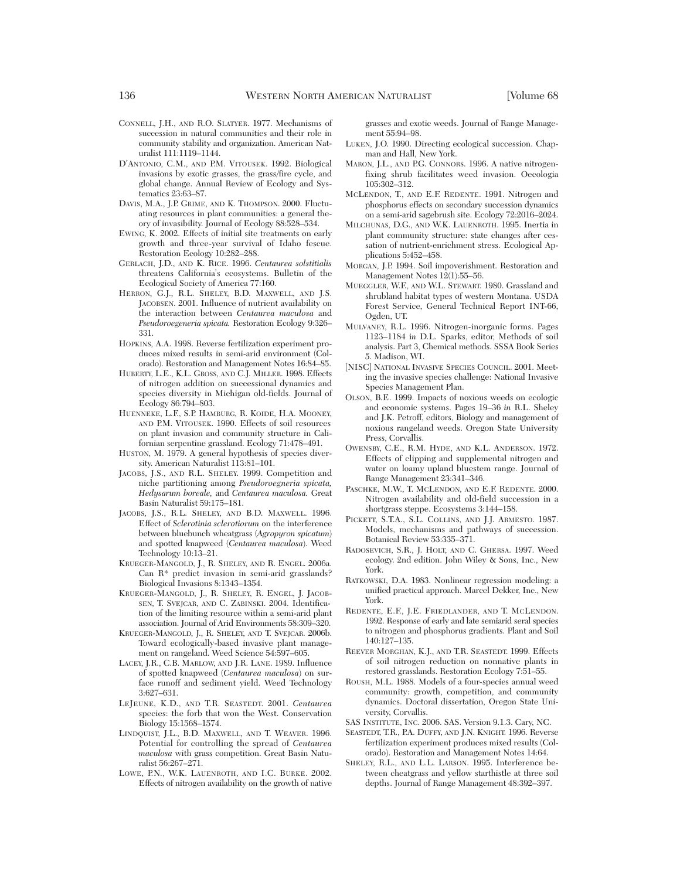CONNELL, J.H., AND R.O. SLATYER. 1977. Mechanisms of succession in natural communities and their role in community stability and organization. American Naturalist 111:1119–1144.

D'ANTONIO, C.M., AND P.M. VITOUSEK. 1992. Biological invasions by exotic grasses, the grass/fire cycle, and global change. Annual Review of Ecology and Systematics 23:63–87.

DAVIS, M.A., J.P. GRIME, AND K. THOMPSON. 2000. Fluctuating resources in plant communities: a general theory of invasibility. Journal of Ecology 88:528–534.

EWING, K. 2002. Effects of initial site treatments on early growth and three-year survival of Idaho fescue. Restoration Ecology 10:282–288.

GERLACH, J.D., AND K. RICE. 1996. *Centaurea solstitialis* threatens California's ecosystems. Bulletin of the Ecological Society of America 77:160.

HERRON, G.J., R.L. SHELEY, B.D. MAXWELL, AND J.S. JACOBSEN. 2001. Influence of nutrient availability on the interaction between *Centaurea maculosa* and *Pseudoroegeneria spicata.* Restoration Ecology 9:326–331.

HOPKINS, A.A. 1998. Reverse fertilization experiment produces mixed results in semi-arid environment (Colorado). Restoration and Management Notes 16:84–85.

HUBERTY, L.E., K.L. GROSS, AND C.J. MILLER. 1998. Effects of nitrogen addition on successional dynamics and species diversity in Michigan old-fields. Journal of Ecology 86:794–803.

HUENNEKE, L.F., S.P. HAMBURG, R. KOIDE, H.A. MOONEY, AND P.M. VITOUSEK. 1990. Effects of soil resources on plant invasion and community structure in Californian serpentine grassland. Ecology 71:478–491.

HUSTON, M. 1979. A general hypothesis of species diversity. American Naturalist 113:81–101.

JACOBS, J.S., AND R.L. SHELEY. 1999. Competition and niche partitioning among *Pseudoroegneria spicata, Hedysarum boreale,* and *Centaurea maculosa.* Great Basin Naturalist 59:175–181.

JACOBS, J.S., R.L. SHELEY, AND B.D. MAXWELL. 1996. Effect of *Sclerotinia sclerotiorum* on the interference between bluebunch wheatgrass (*Agropyron spicatum*) and spotted knapweed (*Centaurea maculosa*). Weed Technology 10:13–21.

KRUEGER-MANGOLD, J., R. SHELEY, AND R. ENGEL. 2006a. Can R* predict invasion in semi-arid grasslands? Biological Invasions 8:1343–1354.

KRUEGER-MANGOLD, J., R. SHELEY, R. ENGEL, J. JACOBSEN, T. SVEJCAR, AND C. ZABINSKI. 2004. Identification of the limiting resource within a semi-arid plant association. Journal of Arid Environments 58:309–320.

KRUEGER-MANGOLD, J., R. SHELEY, AND T. SVEJCAR. 2006b. Toward ecologically-based invasive plant management on rangeland. Weed Science 54:597–605.

LACEY, J.R., C.B. MARLOW, AND J.R. LANE. 1989. Influence of spotted knapweed (*Centaurea maculosa*) on surface runoff and sediment yield. Weed Technology 3:627–631.

LEJEUNE, K.D., AND T.R. SEASTEDT. 2001. *Centaurea* species: the forb that won the West. Conservation Biology 15:1568–1574.

LINDQUIST, J.L., B.D. MAXWELL, AND T. WEAVER. 1996. Potential for controlling the spread of *Centaurea maculosa* with grass competition. Great Basin Naturalist 56:267–271.

LOWE, P.N., W.K. LAUENROTH, AND I.C. BURKE. 2002. Effects of nitrogen availability on the growth of native grasses and exotic weeds. Journal of Range Management 55:94–98.

LUKEN, J.O. 1990. Directing ecological succession. Chapman and Hall, New York.

MARON, J.L., AND P.G. CONNORS. 1996. A native nitrogen-fixing shrub facilitates weed invasion. Oecologia 105:302–312.

MCLENDON, T., AND E.F. REDENTE. 1991. Nitrogen and phosphorus effects on secondary succession dynamics on a semi-arid sagebrush site. Ecology 72:2016–2024.

MILCHUNAS, D.G., AND W.K. LAUENROTH. 1995. Inertia in plant community structure: state changes after cessation of nutrient-enrichment stress. Ecological Applications 5:452–458.

MORGAN, J.P. 1994. Soil impoverishment. Restoration and Management Notes 12(1):55–56.

MUEGGLER, W.F., AND W.L. STEWART. 1980. Grassland and shrubland habitat types of western Montana. USDA Forest Service, General Technical Report INT-66, Ogden, UT.

MULVANEY, R.L. 1996. Nitrogen-inorganic forms. Pages 1123–1184 *in* D.L. Sparks, editor, Methods of soil analysis. Part 3, Chemical methods. SSSA Book Series 5. Madison, WI.

[NISC] NATIONAL INVASIVE SPECIES COUNCIL. 2001. Meeting the invasive species challenge: National Invasive Species Management Plan.

OLSON, B.E. 1999. Impacts of noxious weeds on ecologic and economic systems. Pages 19–36 *in* R.L. Sheley and J.K. Petroff, editors, Biology and management of noxious rangeland weeds. Oregon State University Press, Corvallis.

OWENSBY, C.E., R.M. HYDE, AND K.L. ANDERSON. 1972. Effects of clipping and supplemental nitrogen and water on loamy upland bluestem range. Journal of Range Management 23:341–346.

PASCHKE, M.W., T. MCLENDON, AND E.F. REDENTE. 2000. Nitrogen availability and old-field succession in a shortgrass steppe. Ecosystems 3:144–158.

PICKETT, S.T.A., S.L. COLLINS, AND J.J. ARMESTO. 1987. Models, mechanisms and pathways of succession. Botanical Review 53:335–371.

RADOSEVICH, S.R., J. HOLT, AND C. GHERSA. 1997. Weed ecology. 2nd edition. John Wiley & Sons, Inc., New York.

RATKOWSKI, D.A. 1983. Nonlinear regression modeling: a unified practical approach. Marcel Dekker, Inc., New York.

REDENTE, E.F., J.E. FRIEDLANDER, AND T. MCLENDON. 1992. Response of early and late semiarid seral species to nitrogen and phosphorus gradients. Plant and Soil 140:127–135.

REEVER MORGHAN, K.J., AND T.R. SEASTEDT. 1999. Effects of soil nitrogen reduction on nonnative plants in restored grasslands. Restoration Ecology 7:51–55.

ROUSH, M.L. 1988. Models of a four-species annual weed community: growth, competition, and community dynamics. Doctoral dissertation, Oregon State University, Corvallis.

SAS INSTITUTE, INC. 2006. SAS. Version 9.1.3. Cary, NC.

SEASTEDT, T.R., P.A. DUFFY, AND J.N. KNIGHT. 1996. Reverse fertilization experiment produces mixed results (Colorado). Restoration and Management Notes 14:64.

SHELEY, R.L., AND L.L. LARSON. 1995. Interference between cheatgrass and yellow starthistle at three soil depths. Journal of Range Management 48:392–397.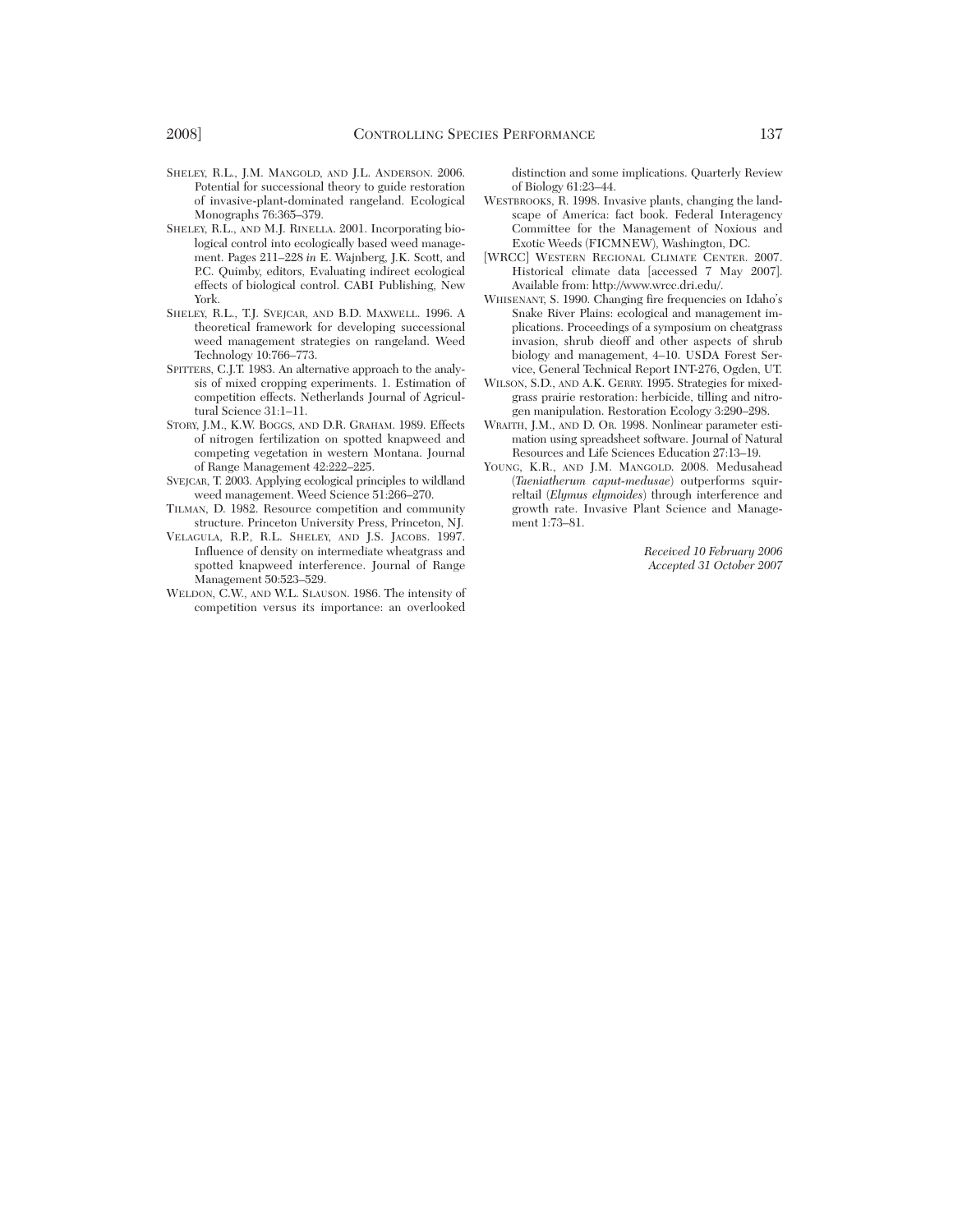SHELEY, R.L., J.M. MANGOLD, AND J.L. ANDERSON. 2006. Potential for successional theory to guide restoration of invasive-plant-dominated rangeland. Ecological Monographs 76:365–379.

SHELEY, R.L., AND M.J. RINELLA. 2001. Incorporating biological control into ecologically based weed management. Pages 211–228 *in* E. Wajnberg, J.K. Scott, and P.C. Quimby, editors, Evaluating indirect ecological effects of biological control. CABI Publishing, New York.

SHELEY, R.L., T.J. SVEJCAR, AND B.D. MAXWELL. 1996. A theoretical framework for developing successional weed management strategies on rangeland. Weed Technology 10:766–773.

SPITTERS, C.J.T. 1983. An alternative approach to the analysis of mixed cropping experiments. 1. Estimation of competition effects. Netherlands Journal of Agricultural Science 31:1–11.

STORY, J.M., K.W. BOGGS, AND D.R. GRAHAM. 1989. Effects of nitrogen fertilization on spotted knapweed and competing vegetation in western Montana. Journal of Range Management 42:222–225.

SVEJCAR, T. 2003. Applying ecological principles to wildland weed management. Weed Science 51:266–270.

TILMAN, D. 1982. Resource competition and community structure. Princeton University Press, Princeton, NJ.

VELAGULA, R.P., R.L. SHELEY, AND J.S. JACOBS. 1997. Influence of density on intermediate wheatgrass and spotted knapweed interference. Journal of Range Management 50:523–529.

WELDON, C.W., AND W.L. SLAUSON. 1986. The intensity of competition versus its importance: an overlooked distinction and some implications. Quarterly Review of Biology 61:23–44.

WESTBROOKS, R. 1998. Invasive plants, changing the landscape of America: fact book. Federal Interagency Committee for the Management of Noxious and Exotic Weeds (FICMNEW), Washington, DC.

[WRCC] WESTERN REGIONAL CLIMATE CENTER. 2007. Historical climate data [accessed 7 May 2007]. Available from: http://www.wrcc.dri.edu/.

WHISENANT, S. 1990. Changing fire frequencies on Idaho's Snake River Plains: ecological and management implications. Proceedings of a symposium on cheatgrass invasion, shrub dieoff and other aspects of shrub biology and management, 4–10. USDA Forest Service, General Technical Report INT-276, Ogden, UT.

WILSON, S.D., AND A.K. GERRY. 1995. Strategies for mixed-grass prairie restoration: herbicide, tilling and nitrogen manipulation. Restoration Ecology 3:290–298.

WRAITH, J.M., AND D. OR. 1998. Nonlinear parameter estimation using spreadsheet software. Journal of Natural Resources and Life Sciences Education 27:13–19.

YOUNG, K.R., AND J.M. MANGOLD. 2008. Medusahead (*Taeniatherum caput-medusae*) outperforms squirreltail (*Elymus elymoides*) through interference and growth rate. Invasive Plant Science and Management 1:73–81.

*Received 10 February 2006*
*Accepted 31 October 2007*